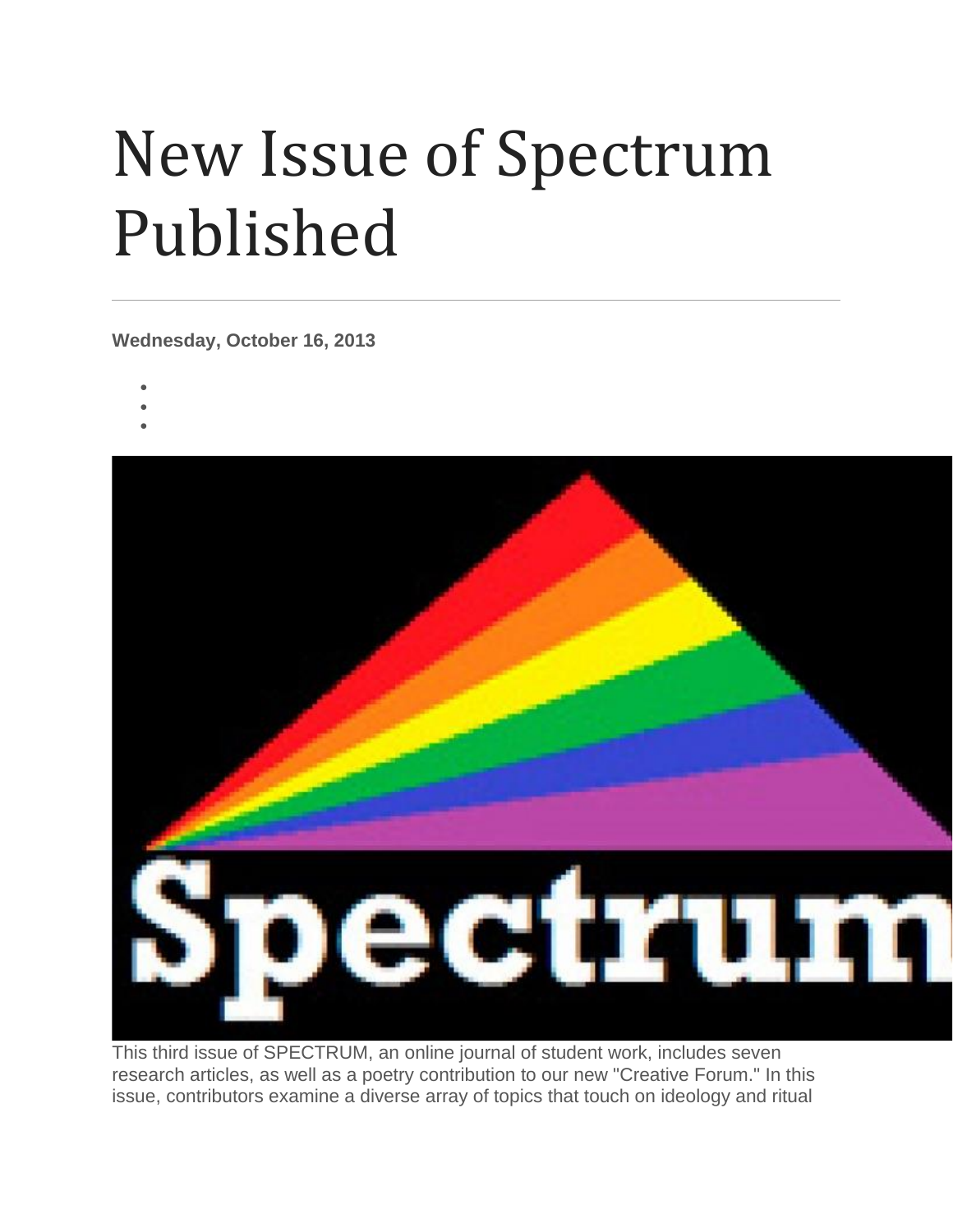# New Issue of Spectrum Published

**Wednesday, October 16, 2013**

This third issue of SPECTRUM, an online journal of student work, includes seven research articles, as well as a poetry contribution to our new "Creative Forum." In this issue, contributors examine a diverse array of topics that touch on ideology and ritual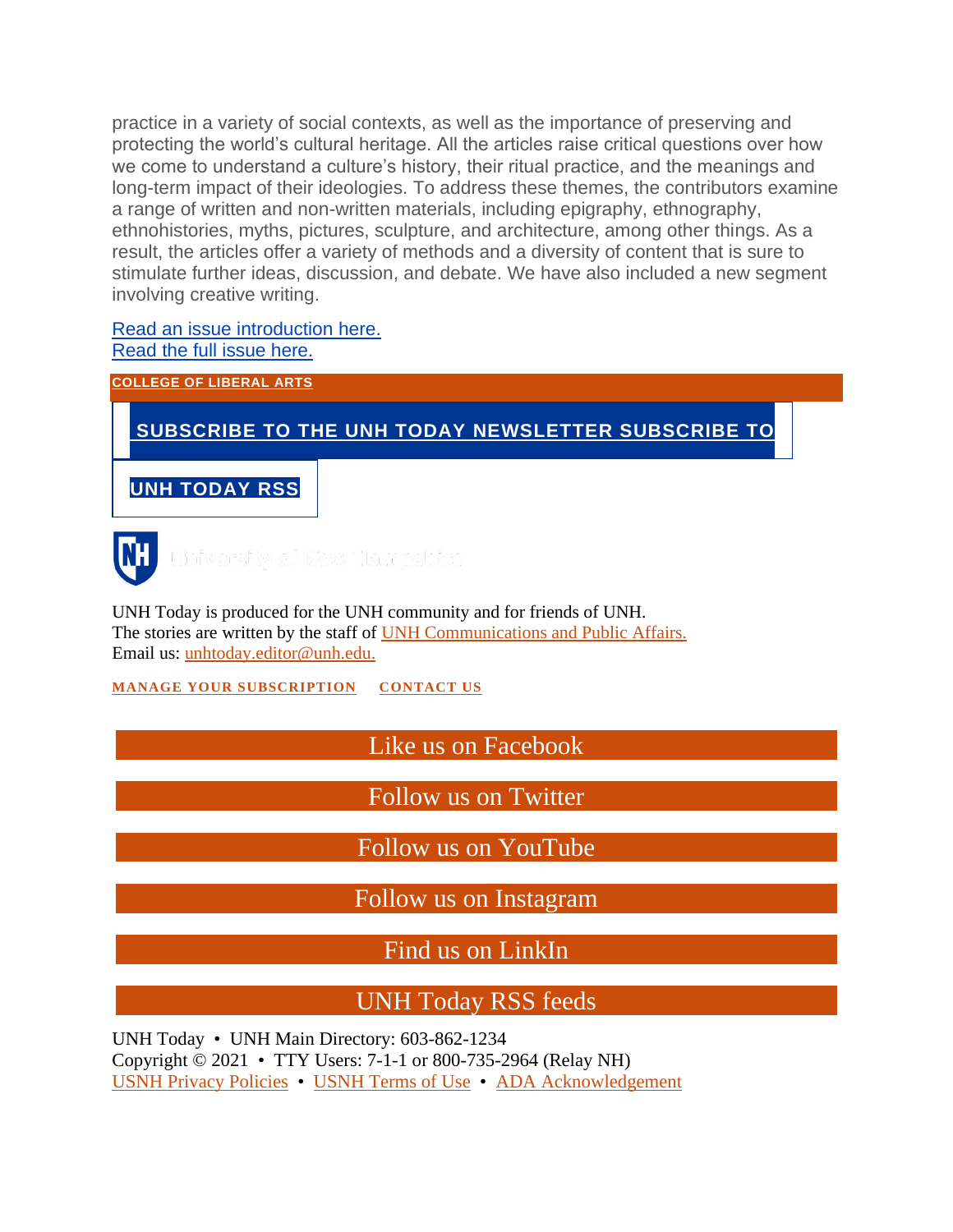practice in a variety of social contexts, as well as the importance of preserving and protecting the world's cultural heritage. All the articles raise critical questions over how we come to understand a culture's history, their ritual practice, and the meanings and long-term impact of their ideologies. To address these themes, the contributors examine a range of written and non-written materials, including epigraphy, ethnography, ethnohistories, myths, pictures, sculpture, and architecture, among other things. As a result, the articles offer a variety of methods and a diversity of content that is sure to stimulate further ideas, discussion, and debate. We have also included a new segment involving creative writing.

Read an issue introduction here.
Read the full issue here.

**COLLEGE OF LIBERAL ARTS**

**SUBSCRIBE TO THE UNH TODAY NEWSLETTER SUBSCRIBE TO**

**UNH TODAY RSS**

University of New Hampshire

UNH Today is produced for the UNH community and for friends of UNH.
The stories are written by the staff of UNH Communications and Public Affairs.
Email us: unhtoday.editor@unh.edu.

**MANAGE YOUR SUBSCRIPTION** **CONTACT US**

Like us on Facebook

Follow us on Twitter

Follow us on YouTube

Follow us on Instagram

Find us on LinkIn

UNH Today RSS feeds

UNH Today • UNH Main Directory: 603-862-1234
Copyright © 2021 • TTY Users: 7-1-1 or 800-735-2964 (Relay NH)
USNH Privacy Policies • USNH Terms of Use • ADA Acknowledgement